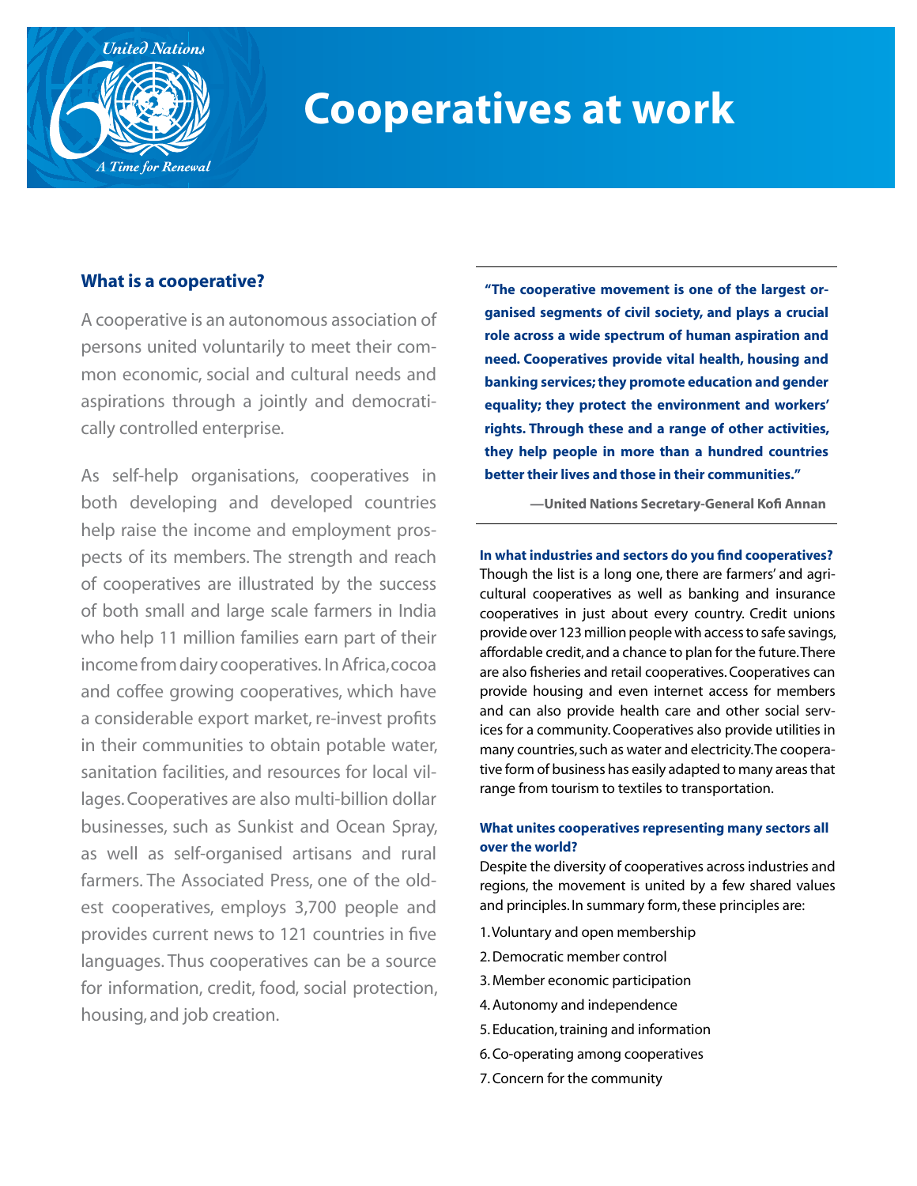# Cooperatives at work

## What is a cooperative?

A cooperative is an autonomous association of persons united voluntarily to meet their common economic, social and cultural needs and aspirations through a jointly and democratically controlled enterprise.

As self-help organisations, cooperatives in both developing and developed countries help raise the income and employment prospects of its members. The strength and reach of cooperatives are illustrated by the success of both small and large scale farmers in India who help 11 million families earn part of their income from dairy cooperatives. In Africa, cocoa and coffee growing cooperatives, which have a considerable export market, re-invest profits in their communities to obtain potable water, sanitation facilities, and resources for local villages. Cooperatives are also multi-billion dollar businesses, such as Sunkist and Ocean Spray, as well as self-organised artisans and rural farmers. The Associated Press, one of the oldest cooperatives, employs 3,700 people and provides current news to 121 countries in five languages. Thus cooperatives can be a source for information, credit, food, social protection, housing, and job creation.

> **"The cooperative movement is one of the largest organised segments of civil society, and plays a crucial role across a wide spectrum of human aspiration and need. Cooperatives provide vital health, housing and banking services; they promote education and gender equality; they protect the environment and workers' rights. Through these and a range of other activities, they help people in more than a hundred countries better their lives and those in their communities."**
>
> **—United Nations Secretary-General Kofi Annan**

### In what industries and sectors do you find cooperatives?

Though the list is a long one, there are farmers' and agricultural cooperatives as well as banking and insurance cooperatives in just about every country. Credit unions provide over 123 million people with access to safe savings, affordable credit, and a chance to plan for the future. There are also fisheries and retail cooperatives. Cooperatives can provide housing and even internet access for members and can also provide health care and other social services for a community. Cooperatives also provide utilities in many countries, such as water and electricity. The cooperative form of business has easily adapted to many areas that range from tourism to textiles to transportation.

### What unites cooperatives representing many sectors all over the world?

Despite the diversity of cooperatives across industries and regions, the movement is united by a few shared values and principles. In summary form, these principles are:

1. Voluntary and open membership
2. Democratic member control
3. Member economic participation
4. Autonomy and independence
5. Education, training and information
6. Co-operating among cooperatives
7. Concern for the community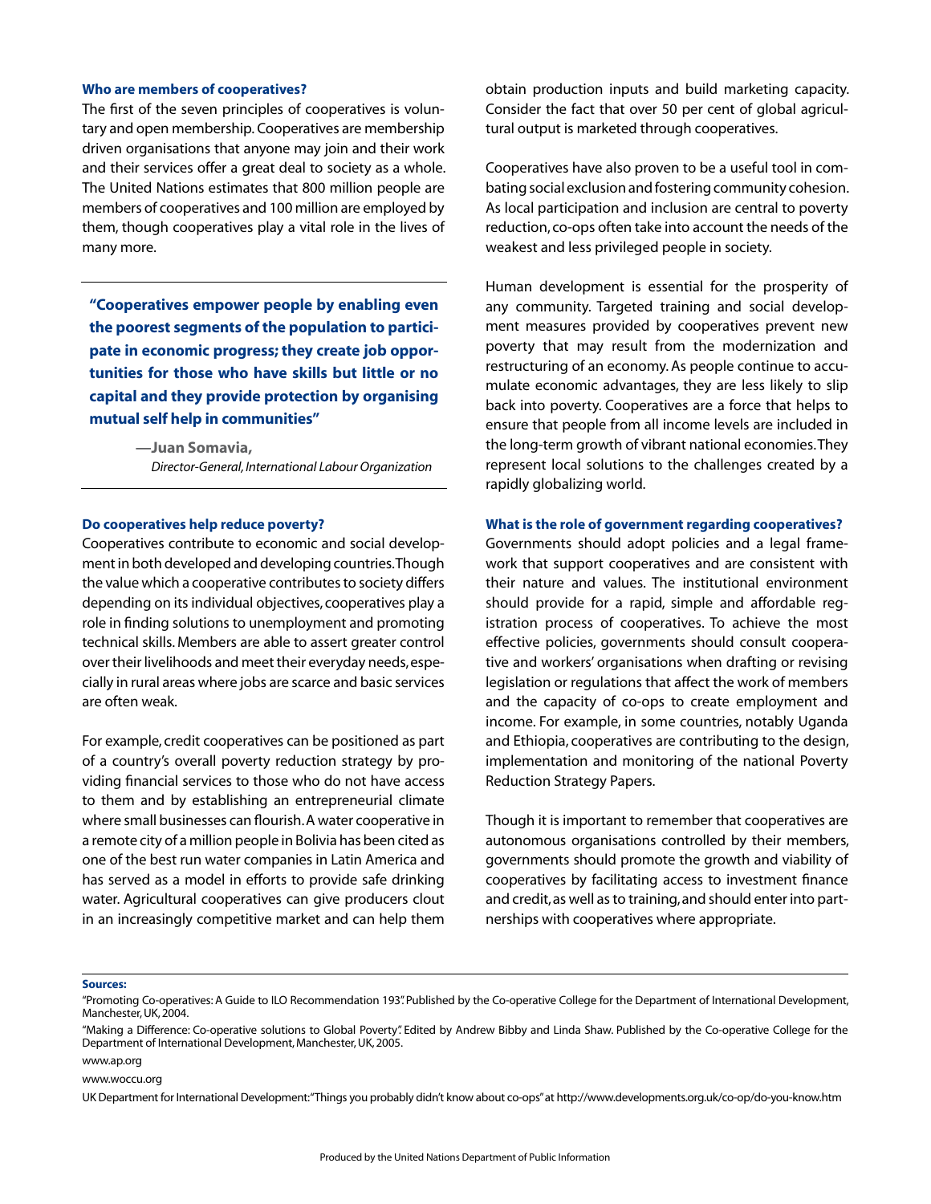### Who are members of cooperatives?

The first of the seven principles of cooperatives is voluntary and open membership. Cooperatives are membership driven organisations that anyone may join and their work and their services offer a great deal to society as a whole. The United Nations estimates that 800 million people are members of cooperatives and 100 million are employed by them, though cooperatives play a vital role in the lives of many more.

> **"Cooperatives empower people by enabling even the poorest segments of the population to participate in economic progress; they create job opportunities for those who have skills but little or no capital and they provide protection by organising mutual self help in communities"**
>
> **—Juan Somavia,**
> *Director-General, International Labour Organization*

### Do cooperatives help reduce poverty?

Cooperatives contribute to economic and social development in both developed and developing countries. Though the value which a cooperative contributes to society differs depending on its individual objectives, cooperatives play a role in finding solutions to unemployment and promoting technical skills. Members are able to assert greater control over their livelihoods and meet their everyday needs, especially in rural areas where jobs are scarce and basic services are often weak.

For example, credit cooperatives can be positioned as part of a country's overall poverty reduction strategy by providing financial services to those who do not have access to them and by establishing an entrepreneurial climate where small businesses can flourish. A water cooperative in a remote city of a million people in Bolivia has been cited as one of the best run water companies in Latin America and has served as a model in efforts to provide safe drinking water. Agricultural cooperatives can give producers clout in an increasingly competitive market and can help them obtain production inputs and build marketing capacity. Consider the fact that over 50 per cent of global agricultural output is marketed through cooperatives.

Cooperatives have also proven to be a useful tool in combating social exclusion and fostering community cohesion. As local participation and inclusion are central to poverty reduction, co-ops often take into account the needs of the weakest and less privileged people in society.

Human development is essential for the prosperity of any community. Targeted training and social development measures provided by cooperatives prevent new poverty that may result from the modernization and restructuring of an economy. As people continue to accumulate economic advantages, they are less likely to slip back into poverty. Cooperatives are a force that helps to ensure that people from all income levels are included in the long-term growth of vibrant national economies. They represent local solutions to the challenges created by a rapidly globalizing world.

### What is the role of government regarding cooperatives?

Governments should adopt policies and a legal framework that support cooperatives and are consistent with their nature and values. The institutional environment should provide for a rapid, simple and affordable registration process of cooperatives. To achieve the most effective policies, governments should consult cooperative and workers' organisations when drafting or revising legislation or regulations that affect the work of members and the capacity of co-ops to create employment and income. For example, in some countries, notably Uganda and Ethiopia, cooperatives are contributing to the design, implementation and monitoring of the national Poverty Reduction Strategy Papers.

Though it is important to remember that cooperatives are autonomous organisations controlled by their members, governments should promote the growth and viability of cooperatives by facilitating access to investment finance and credit, as well as to training, and should enter into partnerships with cooperatives where appropriate.

---

**Sources:**

"Promoting Co-operatives: A Guide to ILO Recommendation 193". Published by the Co-operative College for the Department of International Development, Manchester, UK, 2004.

"Making a Difference: Co-operative solutions to Global Poverty". Edited by Andrew Bibby and Linda Shaw. Published by the Co-operative College for the Department of International Development, Manchester, UK, 2005.

www.ap.org

www.woccu.org

UK Department for International Development: "Things you probably didn't know about co-ops" at http://www.developments.org.uk/co-op/do-you-know.htm

Produced by the United Nations Department of Public Information